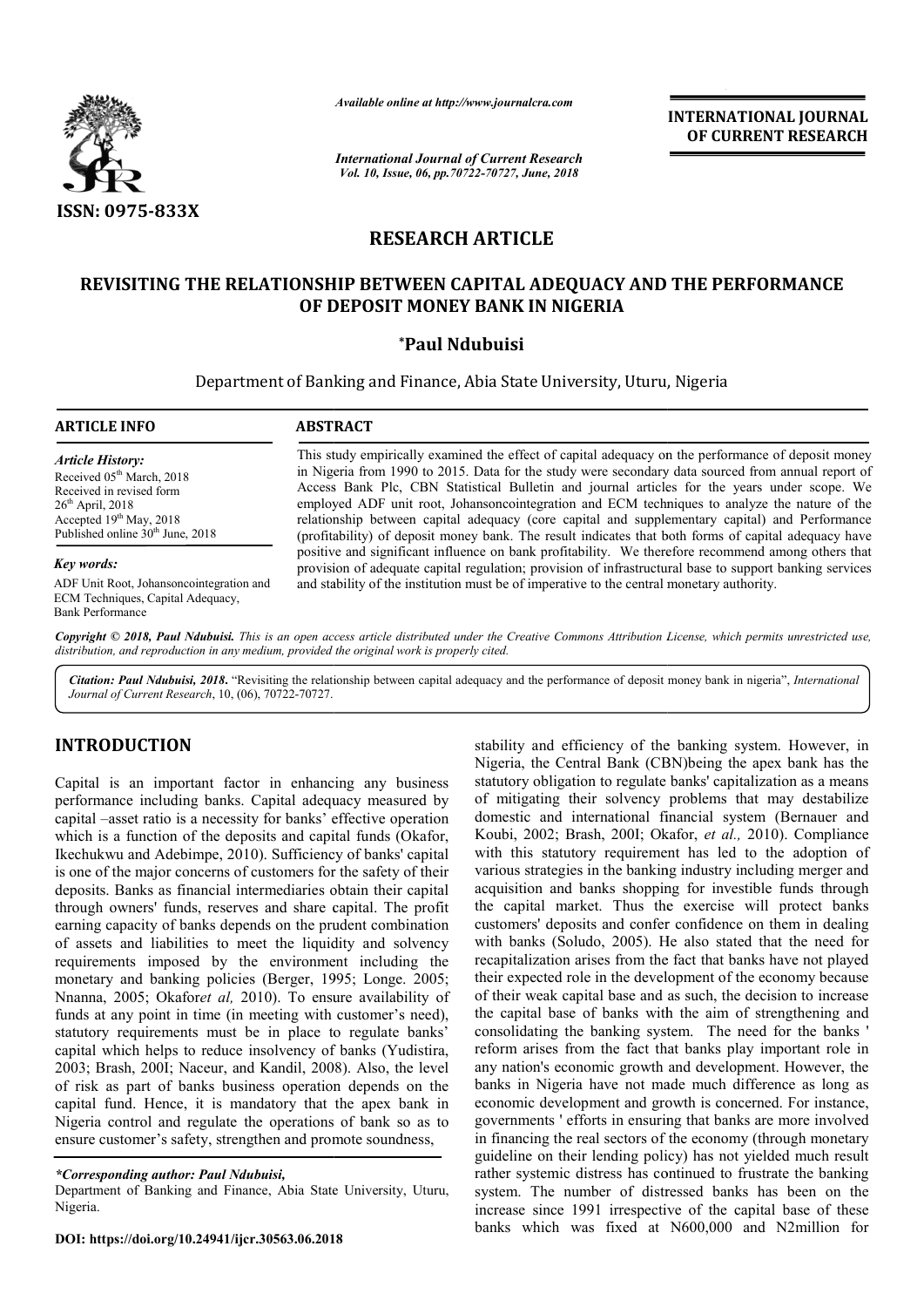ISSN: 0975-833X

*Available online at http://www.journalcra.com*

*International Journal of Current Research*
*Vol. 10, Issue, 06, pp.70722-70727, June, 2018*

**INTERNATIONAL JOURNAL OF CURRENT RESEARCH**

# RESEARCH ARTICLE

## REVISITING THE RELATIONSHIP BETWEEN CAPITAL ADEQUACY AND THE PERFORMANCE OF DEPOSIT MONEY BANK IN NIGERIA

**\*Paul Ndubuisi**

Department of Banking and Finance, Abia State University, Uturu, Nigeria

**ARTICLE INFO**

*Article History:*
Received 05th March, 2018
Received in revised form 26th April, 2018
Accepted 19th May, 2018
Published online 30th June, 2018

*Key words:*
ADF Unit Root, Johansoncointegration and ECM Techniques, Capital Adequacy, Bank Performance

**ABSTRACT**

This study empirically examined the effect of capital adequacy on the performance of deposit money in Nigeria from 1990 to 2015. Data for the study were secondary data sourced from annual report of Access Bank Plc, CBN Statistical Bulletin and journal articles for the years under scope. We employed ADF unit root, Johansoncointegration and ECM techniques to analyze the nature of the relationship between capital adequacy (core capital and supplementary capital) and Performance (profitability) of deposit money bank. The result indicates that both forms of capital adequacy have positive and significant influence on bank profitability. We therefore recommend among others that provision of adequate capital regulation; provision of infrastructural base to support banking services and stability of the institution must be of imperative to the central monetary authority.

*Copyright © 2018, Paul Ndubuisi. This is an open access article distributed under the Creative Commons Attribution License, which permits unrestricted use, distribution, and reproduction in any medium, provided the original work is properly cited.*

*Citation: Paul Ndubuisi, 2018.* "Revisiting the relationship between capital adequacy and the performance of deposit money bank in nigeria", *International Journal of Current Research*, 10, (06), 70722-70727.

## INTRODUCTION

Capital is an important factor in enhancing any business performance including banks. Capital adequacy measured by capital –asset ratio is a necessity for banks' effective operation which is a function of the deposits and capital funds (Okafor, Ikechukwu and Adebimpe, 2010). Sufficiency of banks' capital is one of the major concerns of customers for the safety of their deposits. Banks as financial intermediaries obtain their capital through owners' funds, reserves and share capital. The profit earning capacity of banks depends on the prudent combination of assets and liabilities to meet the liquidity and solvency requirements imposed by the environment including the monetary and banking policies (Berger, 1995; Longe. 2005; Nnanna, 2005; Okafor*et al,* 2010). To ensure availability of funds at any point in time (in meeting with customer's need), statutory requirements must be in place to regulate banks' capital which helps to reduce insolvency of banks (Yudistira, 2003; Brash, 200I; Naceur, and Kandil, 2008). Also, the level of risk as part of banks business operation depends on the capital fund. Hence, it is mandatory that the apex bank in Nigeria control and regulate the operations of bank so as to ensure customer's safety, strengthen and promote soundness, stability and efficiency of the banking system. However, in Nigeria, the Central Bank (CBN)being the apex bank has the statutory obligation to regulate banks' capitalization as a means of mitigating their solvency problems that may destabilize domestic and international financial system (Bernauer and Koubi, 2002; Brash, 200I; Okafor, *et al.,* 2010). Compliance with this statutory requirement has led to the adoption of various strategies in the banking industry including merger and acquisition and banks shopping for investible funds through the capital market. Thus the exercise will protect banks customers' deposits and confer confidence on them in dealing with banks (Soludo, 2005). He also stated that the need for recapitalization arises from the fact that banks have not played their expected role in the development of the economy because of their weak capital base and as such, the decision to increase the capital base of banks with the aim of strengthening and consolidating the banking system. The need for the banks ' reform arises from the fact that banks play important role in any nation's economic growth and development. However, the banks in Nigeria have not made much difference as long as economic development and growth is concerned. For instance, governments ' efforts in ensuring that banks are more involved in financing the real sectors of the economy (through monetary guideline on their lending policy) has not yielded much result rather systemic distress has continued to frustrate the banking system. The number of distressed banks has been on the increase since 1991 irrespective of the capital base of these banks which was fixed at N600,000 and N2million for

*\*Corresponding author: Paul Ndubuisi,*
Department of Banking and Finance, Abia State University, Uturu, Nigeria.

**DOI: https://doi.org/10.24941/ijcr.30563.06.2018**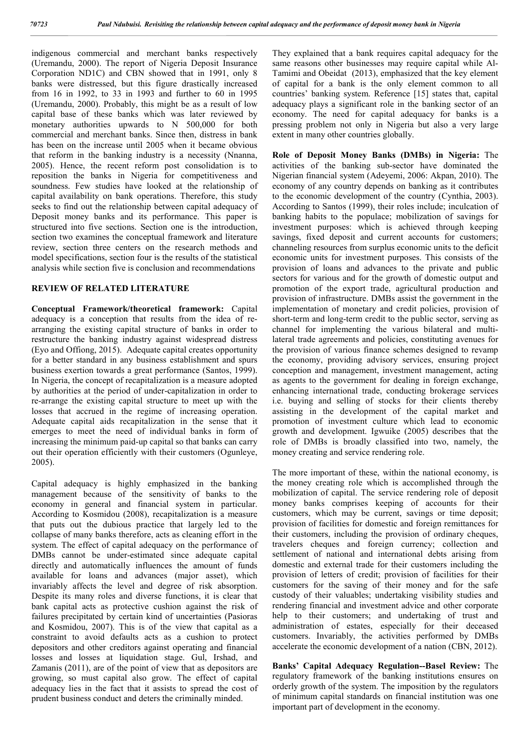indigenous commercial and merchant banks respectively (Uremandu, 2000). The report of Nigeria Deposit Insurance Corporation ND1C) and CBN showed that in 1991, only 8 banks were distressed, but this figure drastically increased from 16 in 1992, to 33 in 1993 and further to 60 in 1995 (Uremandu, 2000). Probably, this might be as a result of low capital base of these banks which was later reviewed by monetary authorities upwards to N 500,000 for both commercial and merchant banks. Since then, distress in bank has been on the increase until 2005 when it became obvious that reform in the banking industry is a necessity (Nnanna, 2005). Hence, the recent reform post consolidation is to reposition the banks in Nigeria for competitiveness and soundness. Few studies have looked at the relationship of capital availability on bank operations. Therefore, this study seeks to find out the relationship between capital adequacy of Deposit money banks and its performance. This paper is structured into five sections. Section one is the introduction, section two examines the conceptual framework and literature review, section three centers on the research methods and model specifications, section four is the results of the statistical analysis while section five is conclusion and recommendations

## REVIEW OF RELATED LITERATURE

**Conceptual Framework/theoretical framework:** Capital adequacy is a conception that results from the idea of re-arranging the existing capital structure of banks in order to restructure the banking industry against widespread distress (Eyo and Offiong, 2015). Adequate capital creates opportunity for a better standard in any business establishment and spurs business exertion towards a great performance (Santos, 1999). In Nigeria, the concept of recapitalization is a measure adopted by authorities at the period of under-capitalization in order to re-arrange the existing capital structure to meet up with the losses that accrued in the regime of increasing operation. Adequate capital aids recapitalization in the sense that it emerges to meet the need of individual banks in form of increasing the minimum paid-up capital so that banks can carry out their operation efficiently with their customers (Ogunleye, 2005).

Capital adequacy is highly emphasized in the banking management because of the sensitivity of banks to the economy in general and financial system in particular. According to Kosmidou (2008), recapitalization is a measure that puts out the dubious practice that largely led to the collapse of many banks therefore, acts as cleaning effort in the system. The effect of capital adequacy on the performance of DMBs cannot be under-estimated since adequate capital directly and automatically influences the amount of funds available for loans and advances (major asset), which invariably affects the level and degree of risk absorption. Despite its many roles and diverse functions, it is clear that bank capital acts as protective cushion against the risk of failures precipitated by certain kind of uncertainties (Pasioras and Kosmidou, 2007). This is of the view that capital as a constraint to avoid defaults acts as a cushion to protect depositors and other creditors against operating and financial losses and losses at liquidation stage. Gul, Irshad, and Zamanis (2011), are of the point of view that as depositors are growing, so must capital also grow. The effect of capital adequacy lies in the fact that it assists to spread the cost of prudent business conduct and deters the criminally minded.

They explained that a bank requires capital adequacy for the same reasons other businesses may require capital while Al-Tamimi and Obeidat (2013), emphasized that the key element of capital for a bank is the only element common to all countries' banking system. Reference [15] states that, capital adequacy plays a significant role in the banking sector of an economy. The need for capital adequacy for banks is a pressing problem not only in Nigeria but also a very large extent in many other countries globally.

**Role of Deposit Money Banks (DMBs) in Nigeria:** The activities of the banking sub-sector have dominated the Nigerian financial system (Adeyemi, 2006: Akpan, 2010). The economy of any country depends on banking as it contributes to the economic development of the country (Cynthia, 2003). According to Santos (1999), their roles include; inculcation of banking habits to the populace; mobilization of savings for investment purposes: which is achieved through keeping savings, fixed deposit and current accounts for customers; channeling resources from surplus economic units to the deficit economic units for investment purposes. This consists of the provision of loans and advances to the private and public sectors for various and for the growth of domestic output and promotion of the export trade, agricultural production and provision of infrastructure. DMBs assist the government in the implementation of monetary and credit policies, provision of short-term and long-term credit to the public sector, serving as channel for implementing the various bilateral and multi-lateral trade agreements and policies, constituting avenues for the provision of various finance schemes designed to revamp the economy, providing advisory services, ensuring project conception and management, investment management, acting as agents to the government for dealing in foreign exchange, enhancing international trade, conducting brokerage services i.e. buying and selling of stocks for their clients thereby assisting in the development of the capital market and promotion of investment culture which lead to economic growth and development. Igwuike (2005) describes that the role of DMBs is broadly classified into two, namely, the money creating and service rendering role.

The more important of these, within the national economy, is the money creating role which is accomplished through the mobilization of capital. The service rendering role of deposit money banks comprises keeping of accounts for their customers, which may be current, savings or time deposit; provision of facilities for domestic and foreign remittances for their customers, including the provision of ordinary cheques, travelers cheques and foreign currency; collection and settlement of national and international debts arising from domestic and external trade for their customers including the provision of letters of credit; provision of facilities for their customers for the saving of their money and for the safe custody of their valuables; undertaking visibility studies and rendering financial and investment advice and other corporate help to their customers; and undertaking of trust and administration of estates, especially for their deceased customers. Invariably, the activities performed by DMBs accelerate the economic development of a nation (CBN, 2012).

**Banks' Capital Adequacy Regulation--Basel Review:** The regulatory framework of the banking institutions ensures on orderly growth of the system. The imposition by the regulators of minimum capital standards on financial institution was one important part of development in the economy.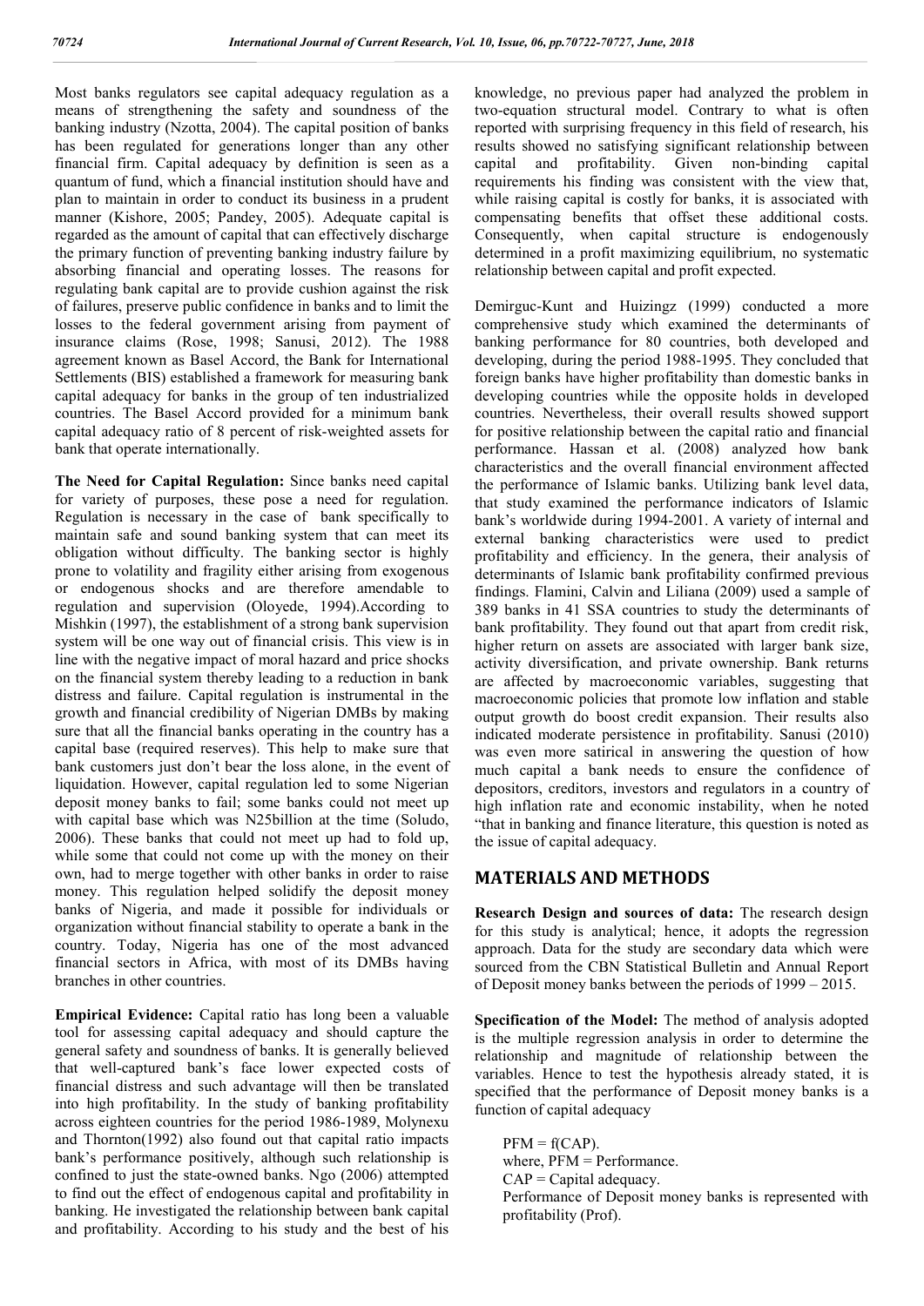Most banks regulators see capital adequacy regulation as a means of strengthening the safety and soundness of the banking industry (Nzotta, 2004). The capital position of banks has been regulated for generations longer than any other financial firm. Capital adequacy by definition is seen as a quantum of fund, which a financial institution should have and plan to maintain in order to conduct its business in a prudent manner (Kishore, 2005; Pandey, 2005). Adequate capital is regarded as the amount of capital that can effectively discharge the primary function of preventing banking industry failure by absorbing financial and operating losses. The reasons for regulating bank capital are to provide cushion against the risk of failures, preserve public confidence in banks and to limit the losses to the federal government arising from payment of insurance claims (Rose, 1998; Sanusi, 2012). The 1988 agreement known as Basel Accord, the Bank for International Settlements (BIS) established a framework for measuring bank capital adequacy for banks in the group of ten industrialized countries. The Basel Accord provided for a minimum bank capital adequacy ratio of 8 percent of risk-weighted assets for bank that operate internationally.

**The Need for Capital Regulation:** Since banks need capital for variety of purposes, these pose a need for regulation. Regulation is necessary in the case of bank specifically to maintain safe and sound banking system that can meet its obligation without difficulty. The banking sector is highly prone to volatility and fragility either arising from exogenous or endogenous shocks and are therefore amendable to regulation and supervision (Oloyede, 1994).According to Mishkin (1997), the establishment of a strong bank supervision system will be one way out of financial crisis. This view is in line with the negative impact of moral hazard and price shocks on the financial system thereby leading to a reduction in bank distress and failure. Capital regulation is instrumental in the growth and financial credibility of Nigerian DMBs by making sure that all the financial banks operating in the country has a capital base (required reserves). This help to make sure that bank customers just don't bear the loss alone, in the event of liquidation. However, capital regulation led to some Nigerian deposit money banks to fail; some banks could not meet up with capital base which was N25billion at the time (Soludo, 2006). These banks that could not meet up had to fold up, while some that could not come up with the money on their own, had to merge together with other banks in order to raise money. This regulation helped solidify the deposit money banks of Nigeria, and made it possible for individuals or organization without financial stability to operate a bank in the country. Today, Nigeria has one of the most advanced financial sectors in Africa, with most of its DMBs having branches in other countries.

**Empirical Evidence:** Capital ratio has long been a valuable tool for assessing capital adequacy and should capture the general safety and soundness of banks. It is generally believed that well-captured bank's face lower expected costs of financial distress and such advantage will then be translated into high profitability. In the study of banking profitability across eighteen countries for the period 1986-1989, Molynexu and Thornton(1992) also found out that capital ratio impacts bank's performance positively, although such relationship is confined to just the state-owned banks. Ngo (2006) attempted to find out the effect of endogenous capital and profitability in banking. He investigated the relationship between bank capital and profitability. According to his study and the best of his knowledge, no previous paper had analyzed the problem in two-equation structural model. Contrary to what is often reported with surprising frequency in this field of research, his results showed no satisfying significant relationship between capital and profitability. Given non-binding capital requirements his finding was consistent with the view that, while raising capital is costly for banks, it is associated with compensating benefits that offset these additional costs. Consequently, when capital structure is endogenously determined in a profit maximizing equilibrium, no systematic relationship between capital and profit expected.

Demirguc-Kunt and Huizingz (1999) conducted a more comprehensive study which examined the determinants of banking performance for 80 countries, both developed and developing, during the period 1988-1995. They concluded that foreign banks have higher profitability than domestic banks in developing countries while the opposite holds in developed countries. Nevertheless, their overall results showed support for positive relationship between the capital ratio and financial performance. Hassan et al. (2008) analyzed how bank characteristics and the overall financial environment affected the performance of Islamic banks. Utilizing bank level data, that study examined the performance indicators of Islamic bank's worldwide during 1994-2001. A variety of internal and external banking characteristics were used to predict profitability and efficiency. In the genera, their analysis of determinants of Islamic bank profitability confirmed previous findings. Flamini, Calvin and Liliana (2009) used a sample of 389 banks in 41 SSA countries to study the determinants of bank profitability. They found out that apart from credit risk, higher return on assets are associated with larger bank size, activity diversification, and private ownership. Bank returns are affected by macroeconomic variables, suggesting that macroeconomic policies that promote low inflation and stable output growth do boost credit expansion. Their results also indicated moderate persistence in profitability. Sanusi (2010) was even more satirical in answering the question of how much capital a bank needs to ensure the confidence of depositors, creditors, investors and regulators in a country of high inflation rate and economic instability, when he noted "that in banking and finance literature, this question is noted as the issue of capital adequacy.

## MATERIALS AND METHODS

**Research Design and sources of data:** The research design for this study is analytical; hence, it adopts the regression approach. Data for the study are secondary data which were sourced from the CBN Statistical Bulletin and Annual Report of Deposit money banks between the periods of 1999 – 2015.

**Specification of the Model:** The method of analysis adopted is the multiple regression analysis in order to determine the relationship and magnitude of relationship between the variables. Hence to test the hypothesis already stated, it is specified that the performance of Deposit money banks is a function of capital adequacy

PFM = f(CAP).
where, PFM = Performance.
CAP = Capital adequacy.
Performance of Deposit money banks is represented with profitability (Prof).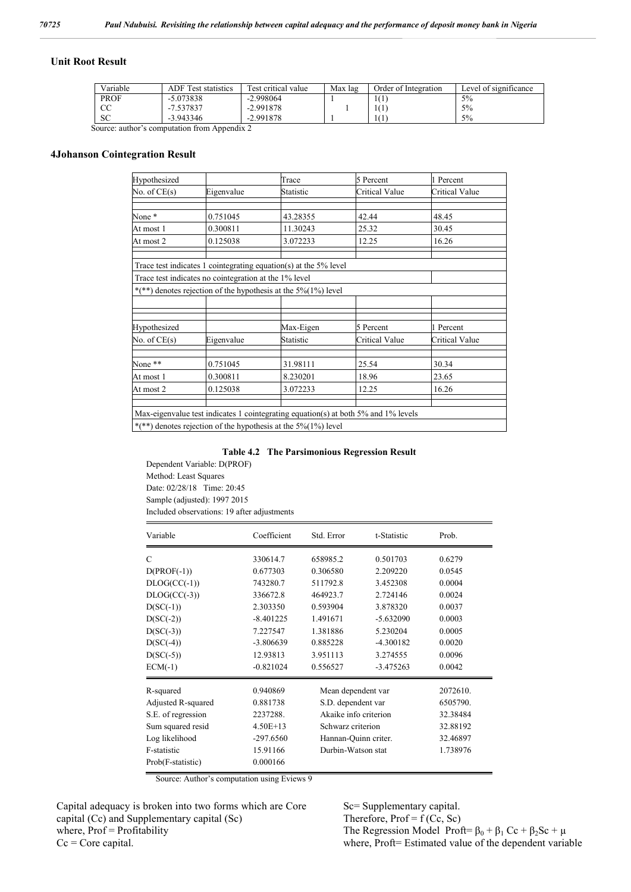### Unit Root Result

| Variable | ADF Test statistics | Test critical value | Max lag | Order of Integration | Level of significance |
|---|---|---|---|---|---|
| PROF | -5.073838 | -2.998064 | 1 | 1(1) | 5% |
| CC | -7.537837 | -2.991878 | 1 | 1(1) | 5% |
| SC | -3.943346 | -2.991878 | 1 | 1(1) | 5% |

Source: author's computation from Appendix 2

### 4Johanson Cointegration Result

| Hypothesized No. of CE(s) | Eigenvalue | Trace Statistic | 5 Percent Critical Value | 1 Percent Critical Value |
|---|---|---|---|---|
| None * | 0.751045 | 43.28355 | 42.44 | 48.45 |
| At most 1 | 0.300811 | 11.30243 | 25.32 | 30.45 |
| At most 2 | 0.125038 | 3.072233 | 12.25 | 16.26 |

Trace test indicates 1 cointegrating equation(s) at the 5% level
Trace test indicates no cointegration at the 1% level
*(**) denotes rejection of the hypothesis at the 5%(1%) level

| Hypothesized No. of CE(s) | Eigenvalue | Max-Eigen Statistic | 5 Percent Critical Value | 1 Percent Critical Value |
|---|---|---|---|---|
| None ** | 0.751045 | 31.98111 | 25.54 | 30.34 |
| At most 1 | 0.300811 | 8.230201 | 18.96 | 23.65 |
| At most 2 | 0.125038 | 3.072233 | 12.25 | 16.26 |

Max-eigenvalue test indicates 1 cointegrating equation(s) at both 5% and 1% levels
*(**) denotes rejection of the hypothesis at the 5%(1%) level

**Table 4.2 The Parsimonious Regression Result**

Dependent Variable: D(PROF)
Method: Least Squares
Date: 02/28/18 Time: 20:45
Sample (adjusted): 1997 2015
Included observations: 19 after adjustments

| Variable | Coefficient | Std. Error | t-Statistic | Prob. |
|---|---|---|---|---|
| C | 330614.7 | 658985.2 | 0.501703 | 0.6279 |
| D(PROF(-1)) | 0.677303 | 0.306580 | 2.209220 | 0.0545 |
| DLOG(CC(-1)) | 743280.7 | 511792.8 | 3.452308 | 0.0004 |
| DLOG(CC(-3)) | 336672.8 | 464923.7 | 2.724146 | 0.0024 |
| D(SC(-1)) | 2.303350 | 0.593904 | 3.878320 | 0.0037 |
| D(SC(-2)) | -8.401225 | 1.491671 | -5.632090 | 0.0003 |
| D(SC(-3)) | 7.227547 | 1.381886 | 5.230204 | 0.0005 |
| D(SC(-4)) | -3.806639 | 0.885228 | -4.300182 | 0.0020 |
| D(SC(-5)) | 12.93813 | 3.951113 | 3.274555 | 0.0096 |
| ECM(-1) | -0.821024 | 0.556527 | -3.475263 | 0.0042 |

| | | | |
|---|---|---|---|
| R-squared | 0.940869 | Mean dependent var | 2072610. |
| Adjusted R-squared | 0.881738 | S.D. dependent var | 6505790. |
| S.E. of regression | 2237288. | Akaike info criterion | 32.38484 |
| Sum squared resid | 4.50E+13 | Schwarz criterion | 32.88192 |
| Log likelihood | -297.6560 | Hannan-Quinn criter. | 32.46897 |
| F-statistic | 15.91166 | Durbin-Watson stat | 1.738976 |
| Prob(F-statistic) | 0.000166 | | |

Source: Author's computation using Eviews 9

Capital adequacy is broken into two forms which are Core capital (Cc) and Supplementary capital (Sc)
where, Prof = Profitability
Cc = Core capital.
Sc= Supplementary capital.
Therefore, Prof = f (Cc, Sc)
The Regression Model Proft= $\beta_0 + \beta_1$ Cc + $\beta_2$Sc + $\mu$
where, Proft= Estimated value of the dependent variable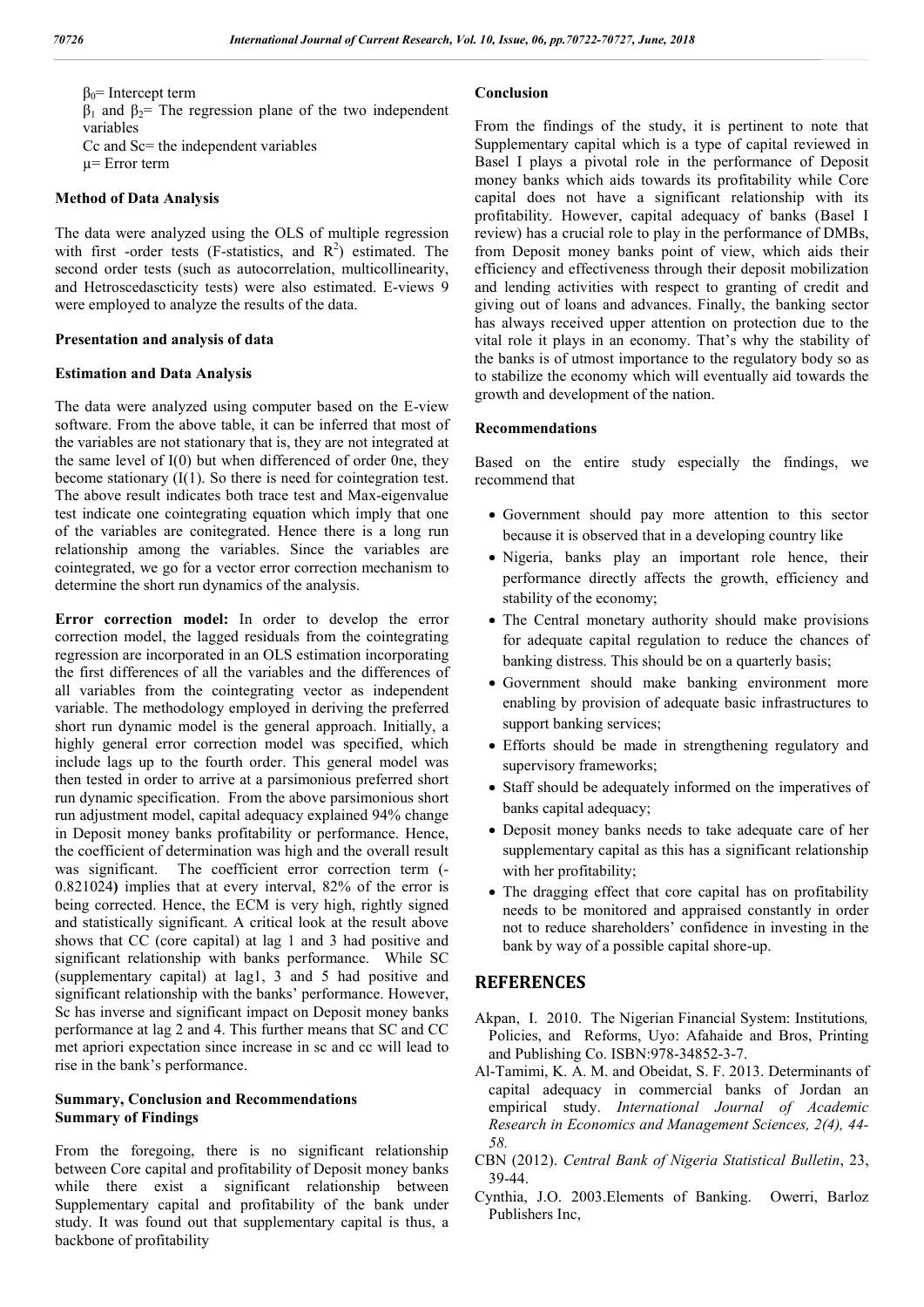$\beta_0$= Intercept term

$\beta_1$ and $\beta_2$= The regression plane of the two independent variables

Cc and Sc= the independent variables

$\mu$= Error term

**Method of Data Analysis**

The data were analyzed using the OLS of multiple regression with first -order tests (F-statistics, and $R^2$) estimated. The second order tests (such as autocorrelation, multicollinearity, and Hetroscedascticity tests) were also estimated. E-views 9 were employed to analyze the results of the data.

**Presentation and analysis of data**

**Estimation and Data Analysis**

The data were analyzed using computer based on the E-view software. From the above table, it can be inferred that most of the variables are not stationary that is, they are not integrated at the same level of I(0) but when differenced of order 0ne, they become stationary (I(1). So there is need for cointegration test. The above result indicates both trace test and Max-eigenvalue test indicate one cointegrating equation which imply that one of the variables are conitegrated. Hence there is a long run relationship among the variables. Since the variables are cointegrated, we go for a vector error correction mechanism to determine the short run dynamics of the analysis.

**Error correction model:** In order to develop the error correction model, the lagged residuals from the cointegrating regression are incorporated in an OLS estimation incorporating the first differences of all the variables and the differences of all variables from the cointegrating vector as independent variable. The methodology employed in deriving the preferred short run dynamic model is the general approach. Initially, a highly general error correction model was specified, which include lags up to the fourth order. This general model was then tested in order to arrive at a parsimonious preferred short run dynamic specification. From the above parsimonious short run adjustment model, capital adequacy explained 94% change in Deposit money banks profitability or performance. Hence, the coefficient of determination was high and the overall result was significant. The coefficient error correction term (-0.821024**)** implies that at every interval, 82% of the error is being corrected. Hence, the ECM is very high, rightly signed and statistically significant. A critical look at the result above shows that CC (core capital) at lag 1 and 3 had positive and significant relationship with banks performance. While SC (supplementary capital) at lag1, 3 and 5 had positive and significant relationship with the banks' performance. However, Sc has inverse and significant impact on Deposit money banks performance at lag 2 and 4. This further means that SC and CC met apriori expectation since increase in sc and cc will lead to rise in the bank's performance.

## Summary, Conclusion and Recommendations

### Summary of Findings

From the foregoing, there is no significant relationship between Core capital and profitability of Deposit money banks while there exist a significant relationship between Supplementary capital and profitability of the bank under study. It was found out that supplementary capital is thus, a backbone of profitability

### Conclusion

From the findings of the study, it is pertinent to note that Supplementary capital which is a type of capital reviewed in Basel I plays a pivotal role in the performance of Deposit money banks which aids towards its profitability while Core capital does not have a significant relationship with its profitability. However, capital adequacy of banks (Basel I review) has a crucial role to play in the performance of DMBs, from Deposit money banks point of view, which aids their efficiency and effectiveness through their deposit mobilization and lending activities with respect to granting of credit and giving out of loans and advances. Finally, the banking sector has always received upper attention on protection due to the vital role it plays in an economy. That's why the stability of the banks is of utmost importance to the regulatory body so as to stabilize the economy which will eventually aid towards the growth and development of the nation.

### Recommendations

Based on the entire study especially the findings, we recommend that

- Government should pay more attention to this sector because it is observed that in a developing country like
- Nigeria, banks play an important role hence, their performance directly affects the growth, efficiency and stability of the economy;
- The Central monetary authority should make provisions for adequate capital regulation to reduce the chances of banking distress. This should be on a quarterly basis;
- Government should make banking environment more enabling by provision of adequate basic infrastructures to support banking services;
- Efforts should be made in strengthening regulatory and supervisory frameworks;
- Staff should be adequately informed on the imperatives of banks capital adequacy;
- Deposit money banks needs to take adequate care of her supplementary capital as this has a significant relationship with her profitability;
- The dragging effect that core capital has on profitability needs to be monitored and appraised constantly in order not to reduce shareholders' confidence in investing in the bank by way of a possible capital shore-up.

## REFERENCES

Akpan, I. 2010. The Nigerian Financial System: Institutions*,* Policies, and Reforms, Uyo: Afahaide and Bros, Printing and Publishing Co. ISBN:978-34852-3-7.

Al-Tamimi, K. A. M. and Obeidat, S. F. 2013. Determinants of capital adequacy in commercial banks of Jordan an empirical study. *International Journal of Academic Research in Economics and Management Sciences, 2(4), 44-58.*

CBN (2012). *Central Bank of Nigeria Statistical Bulletin*, 23, 39-44.

Cynthia, J.O. 2003.Elements of Banking. Owerri, Barloz Publishers Inc,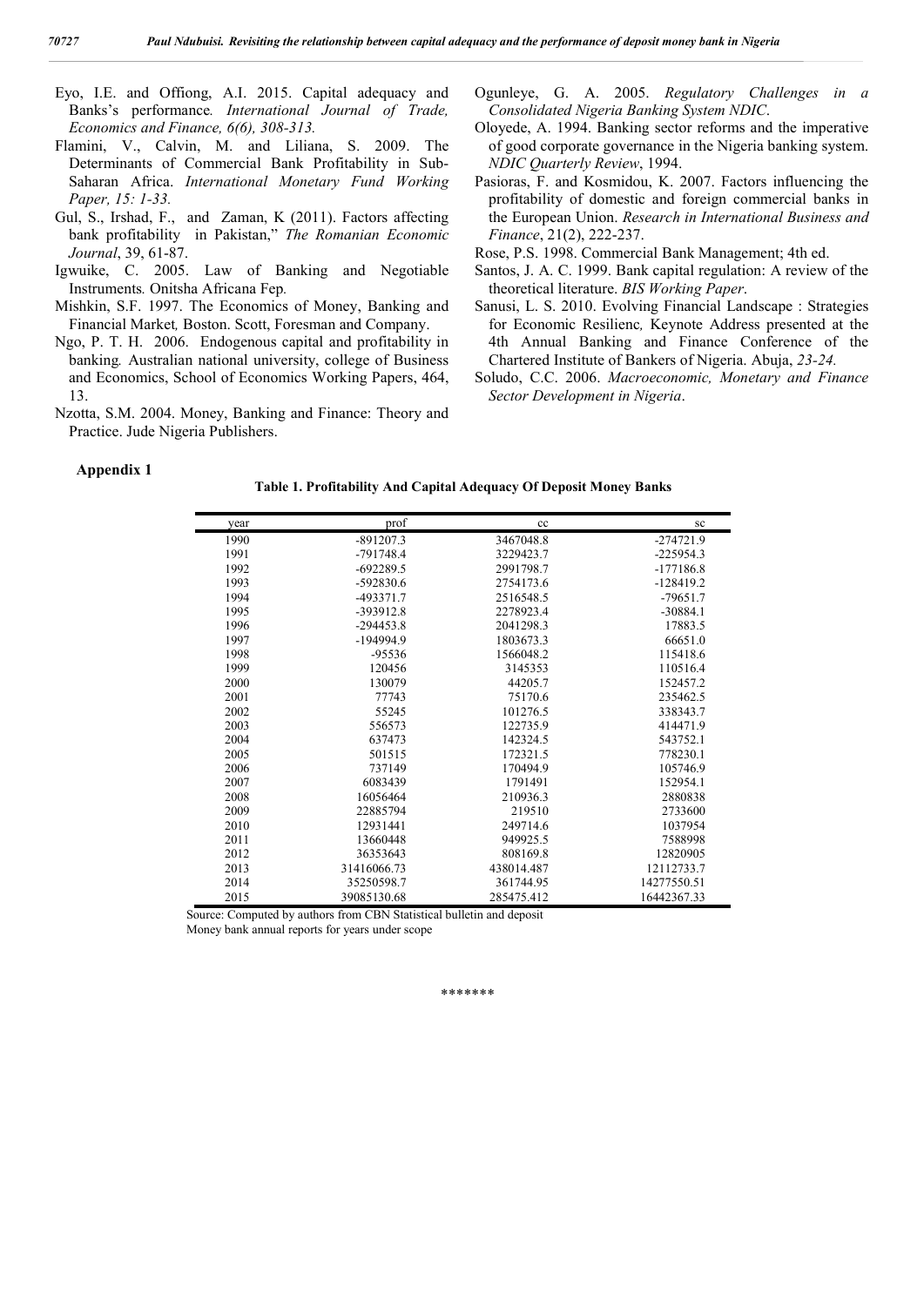Eyo, I.E. and Offiong, A.I. 2015. Capital adequacy and Banks's performance*. International Journal of Trade, Economics and Finance, 6(6), 308-313.*

Flamini, V., Calvin, M. and Liliana, S. 2009. The Determinants of Commercial Bank Profitability in Sub-Saharan Africa. *International Monetary Fund Working Paper, 15: 1-33.*

Gul, S., Irshad, F., and Zaman, K (2011). Factors affecting bank profitability in Pakistan," *The Romanian Economic Journal*, 39, 61-87.

Igwuike, C. 2005. Law of Banking and Negotiable Instruments*.* Onitsha Africana Fep*.*

Mishkin, S.F. 1997. The Economics of Money, Banking and Financial Market*,* Boston. Scott, Foresman and Company.

Ngo, P. T. H. 2006. Endogenous capital and profitability in banking*.* Australian national university, college of Business and Economics, School of Economics Working Papers, 464, 13.

Nzotta, S.M. 2004. Money, Banking and Finance: Theory and Practice. Jude Nigeria Publishers.

Ogunleye, G. A. 2005. *Regulatory Challenges in a Consolidated Nigeria Banking System NDIC*.

Oloyede, A. 1994. Banking sector reforms and the imperative of good corporate governance in the Nigeria banking system. *NDIC Quarterly Review*, 1994.

Pasioras, F. and Kosmidou, K. 2007. Factors influencing the profitability of domestic and foreign commercial banks in the European Union. *Research in International Business and Finance*, 21(2), 222-237.

Rose, P.S. 1998. Commercial Bank Management; 4th ed.

Santos, J. A. C. 1999. Bank capital regulation: A review of the theoretical literature. *BIS Working Paper*.

Sanusi, L. S. 2010. Evolving Financial Landscape : Strategies for Economic Resilienc*,* Keynote Address presented at the 4th Annual Banking and Finance Conference of the Chartered Institute of Bankers of Nigeria. Abuja, *23-24.*

Soludo, C.C. 2006. *Macroeconomic, Monetary and Finance Sector Development in Nigeria*.

## Appendix 1

**Table 1. Profitability And Capital Adequacy Of Deposit Money Banks**

| year | prof | cc | sc |
|---|---|---|---|
| 1990 | -891207.3 | 3467048.8 | -274721.9 |
| 1991 | -791748.4 | 3229423.7 | -225954.3 |
| 1992 | -692289.5 | 2991798.7 | -177186.8 |
| 1993 | -592830.6 | 2754173.6 | -128419.2 |
| 1994 | -493371.7 | 2516548.5 | -79651.7 |
| 1995 | -393912.8 | 2278923.4 | -30884.1 |
| 1996 | -294453.8 | 2041298.3 | 17883.5 |
| 1997 | -194994.9 | 1803673.3 | 66651.0 |
| 1998 | -95536 | 1566048.2 | 115418.6 |
| 1999 | 120456 | 3145353 | 110516.4 |
| 2000 | 130079 | 44205.7 | 152457.2 |
| 2001 | 77743 | 75170.6 | 235462.5 |
| 2002 | 55245 | 101276.5 | 338343.7 |
| 2003 | 556573 | 122735.9 | 414471.9 |
| 2004 | 637473 | 142324.5 | 543752.1 |
| 2005 | 501515 | 172321.5 | 778230.1 |
| 2006 | 737149 | 170494.9 | 105746.9 |
| 2007 | 6083439 | 1791491 | 152954.1 |
| 2008 | 16056464 | 210936.3 | 2880838 |
| 2009 | 22885794 | 219510 | 2733600 |
| 2010 | 12931441 | 249714.6 | 1037954 |
| 2011 | 13660448 | 949925.5 | 7588998 |
| 2012 | 36353643 | 808169.8 | 12820905 |
| 2013 | 31416066.73 | 438014.487 | 12112733.7 |
| 2014 | 35250598.7 | 361744.95 | 14277550.51 |
| 2015 | 39085130.68 | 285475.412 | 16442367.33 |

Source: Computed by authors from CBN Statistical bulletin and deposit Money bank annual reports for years under scope

\*\*\*\*\*\*\*